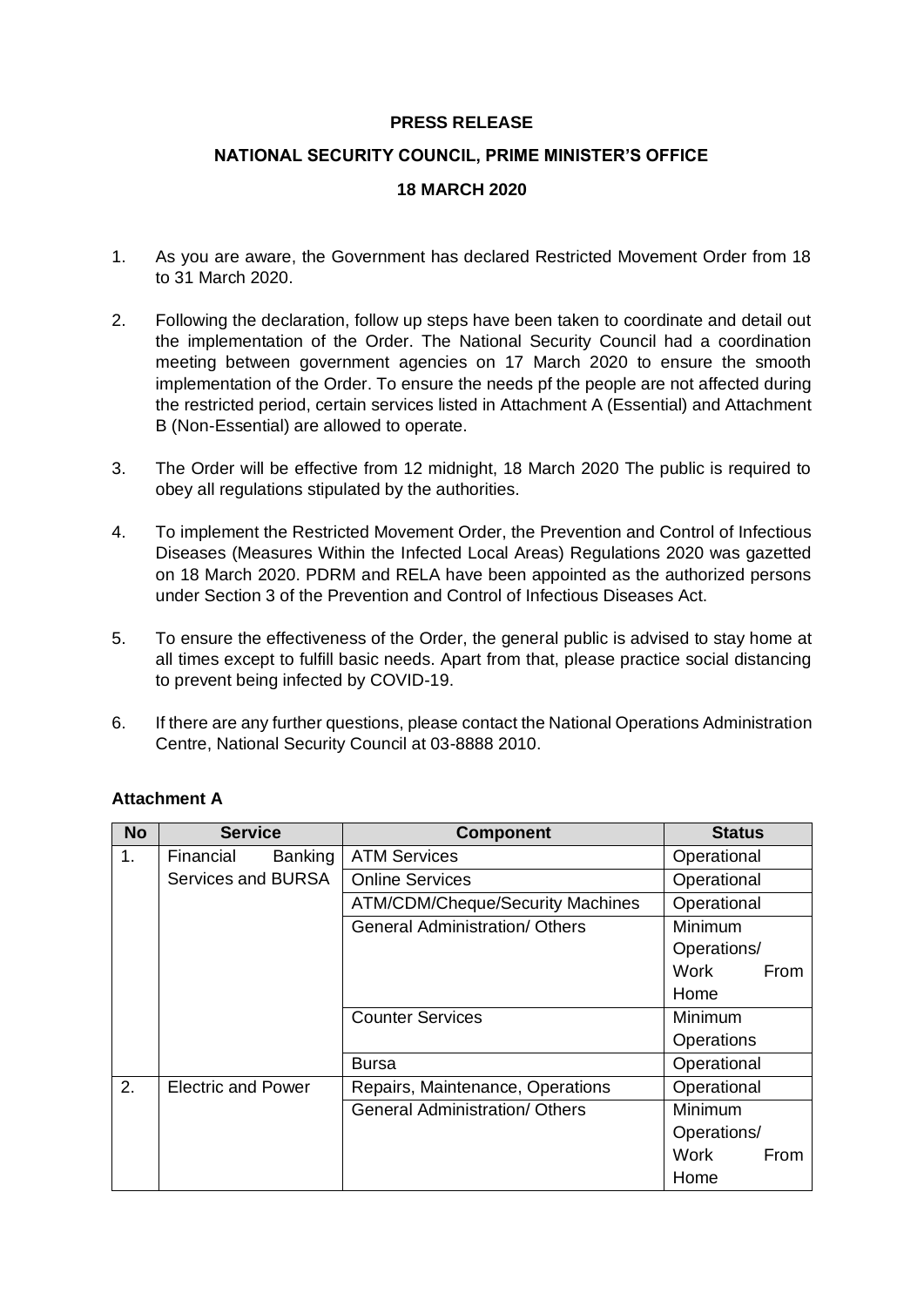**PRESS RELEASE**

**NATIONAL SECURITY COUNCIL, PRIME MINISTER'S OFFICE**

**18 MARCH 2020**

1. As you are aware, the Government has declared Restricted Movement Order from 18 to 31 March 2020.

2. Following the declaration, follow up steps have been taken to coordinate and detail out the implementation of the Order. The National Security Council had a coordination meeting between government agencies on 17 March 2020 to ensure the smooth implementation of the Order. To ensure the needs pf the people are not affected during the restricted period, certain services listed in Attachment A (Essential) and Attachment B (Non-Essential) are allowed to operate.

3. The Order will be effective from 12 midnight, 18 March 2020 The public is required to obey all regulations stipulated by the authorities.

4. To implement the Restricted Movement Order, the Prevention and Control of Infectious Diseases (Measures Within the Infected Local Areas) Regulations 2020 was gazetted on 18 March 2020. PDRM and RELA have been appointed as the authorized persons under Section 3 of the Prevention and Control of Infectious Diseases Act.

5. To ensure the effectiveness of the Order, the general public is advised to stay home at all times except to fulfill basic needs. Apart from that, please practice social distancing to prevent being infected by COVID-19.

6. If there are any further questions, please contact the National Operations Administration Centre, National Security Council at 03-8888 2010.

**Attachment A**

| No | Service | Component | Status |
|---|---|---|---|
| 1. | Financial Banking Services and BURSA | ATM Services | Operational |
| | | Online Services | Operational |
| | | ATM/CDM/Cheque/Security Machines | Operational |
| | | General Administration/ Others | Minimum Operations/ Work From Home |
| | | Counter Services | Minimum Operations |
| | | Bursa | Operational |
| 2. | Electric and Power | Repairs, Maintenance, Operations | Operational |
| | | General Administration/ Others | Minimum Operations/ Work From Home |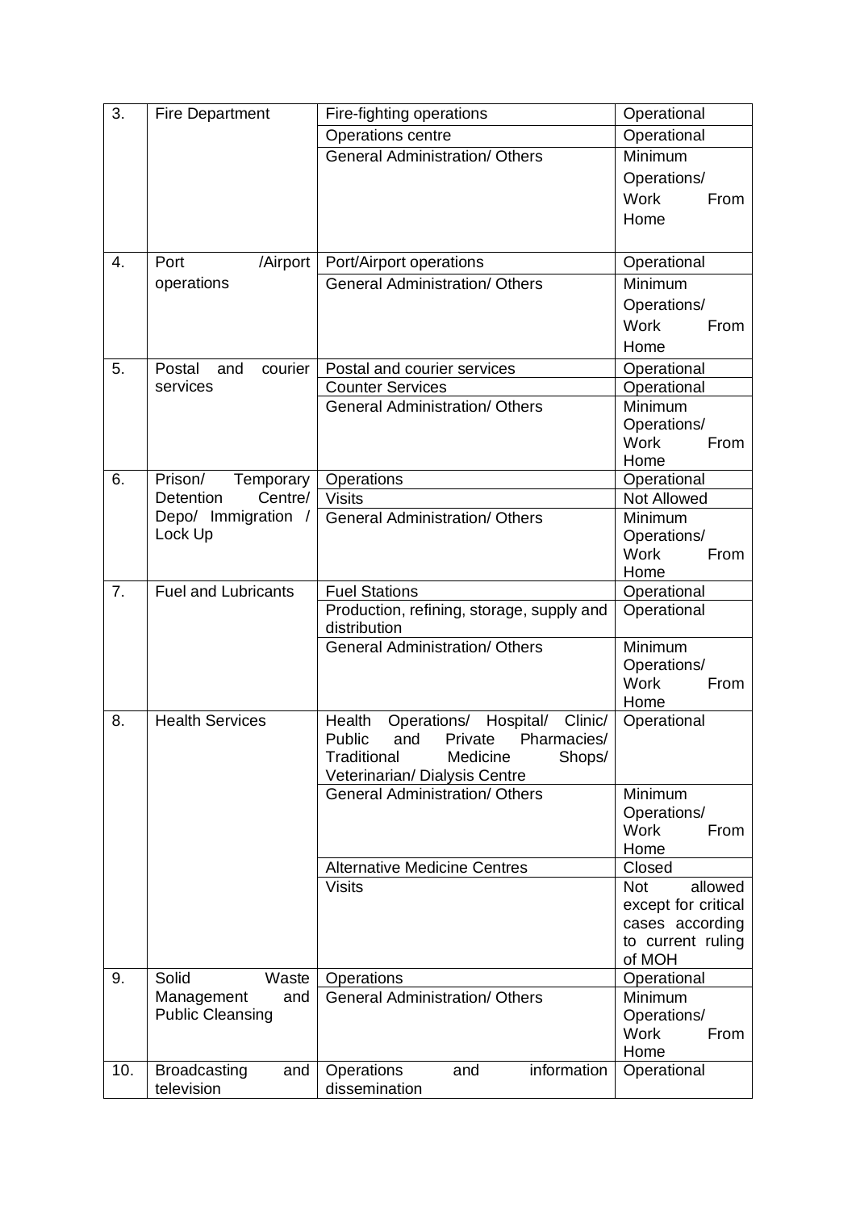| | | | |
|---|---|---|---|
| 3. | Fire Department | Fire-fighting operations | Operational |
| | | Operations centre | Operational |
| | | General Administration/ Others | Minimum Operations/ Work From Home |
| 4. | Port /Airport operations | Port/Airport operations | Operational |
| | | General Administration/ Others | Minimum Operations/ Work From Home |
| 5. | Postal and courier services | Postal and courier services | Operational |
| | | Counter Services | Operational |
| | | General Administration/ Others | Minimum Operations/ Work From Home |
| 6. | Prison/ Temporary Detention Centre/ Depo/ Immigration / Lock Up | Operations | Operational |
| | | Visits | Not Allowed |
| | | General Administration/ Others | Minimum Operations/ Work From Home |
| 7. | Fuel and Lubricants | Fuel Stations | Operational |
| | | Production, refining, storage, supply and distribution | Operational |
| | | General Administration/ Others | Minimum Operations/ Work From Home |
| 8. | Health Services | Health Operations/ Hospital/ Clinic/ Public and Private Pharmacies/ Traditional Medicine Shops/ Veterinarian/ Dialysis Centre | Operational |
| | | General Administration/ Others | Minimum Operations/ Work From Home |
| | | Alternative Medicine Centres | Closed |
| | | Visits | Not allowed except for critical cases according to current ruling of MOH |
| 9. | Solid Waste Management and Public Cleansing | Operations | Operational |
| | | General Administration/ Others | Minimum Operations/ Work From Home |
| 10. | Broadcasting and television | Operations and information dissemination | Operational |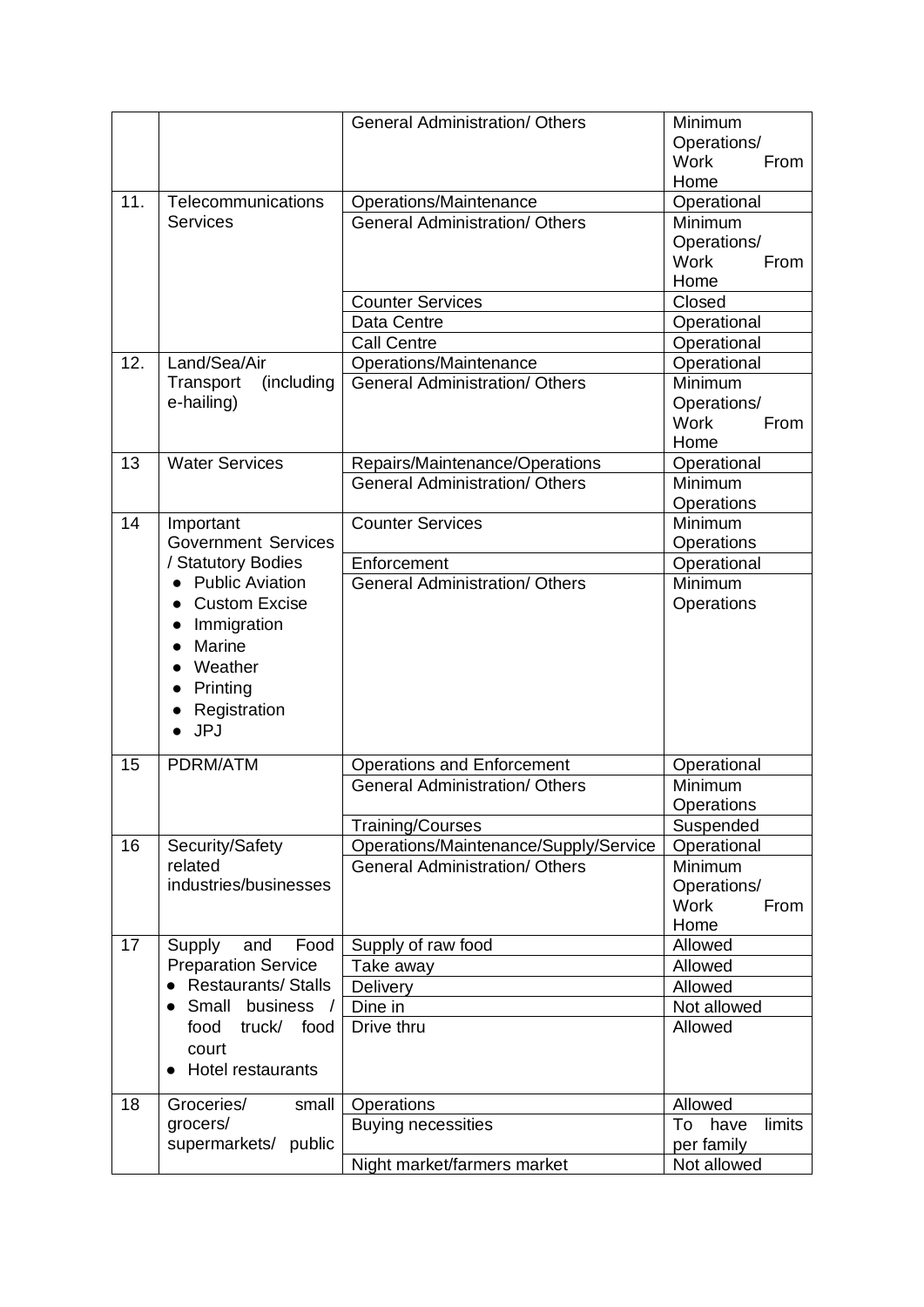| | | | |
|---|---|---|---|
| | | General Administration/ Others | Minimum Operations/ Work From Home |
| 11. | Telecommunications Services | Operations/Maintenance | Operational |
| | | General Administration/ Others | Minimum Operations/ Work From Home |
| | | Counter Services | Closed |
| | | Data Centre | Operational |
| | | Call Centre | Operational |
| 12. | Land/Sea/Air Transport (including e-hailing) | Operations/Maintenance | Operational |
| | | General Administration/ Others | Minimum Operations/ Work From Home |
| 13 | Water Services | Repairs/Maintenance/Operations | Operational |
| | | General Administration/ Others | Minimum Operations |
| 14 | Important Government Services / Statutory Bodies<br>● Public Aviation<br>● Custom Excise<br>● Immigration<br>● Marine<br>● Weather<br>● Printing<br>● Registration<br>● JPJ | Counter Services | Minimum Operations |
| | | Enforcement | Operational |
| | | General Administration/ Others | Minimum Operations |
| 15 | PDRM/ATM | Operations and Enforcement | Operational |
| | | General Administration/ Others | Minimum Operations |
| | | Training/Courses | Suspended |
| 16 | Security/Safety related industries/businesses | Operations/Maintenance/Supply/Service | Operational |
| | | General Administration/ Others | Minimum Operations/ Work From Home |
| 17 | Supply and Food Preparation Service<br>● Restaurants/ Stalls<br>● Small business / food truck/ food court<br>● Hotel restaurants | Supply of raw food | Allowed |
| | | Take away | Allowed |
| | | Delivery | Allowed |
| | | Dine in | Not allowed |
| | | Drive thru | Allowed |
| 18 | Groceries/ small grocers/ supermarkets/ public | Operations | Allowed |
| | | Buying necessities | To have limits per family |
| | | Night market/farmers market | Not allowed |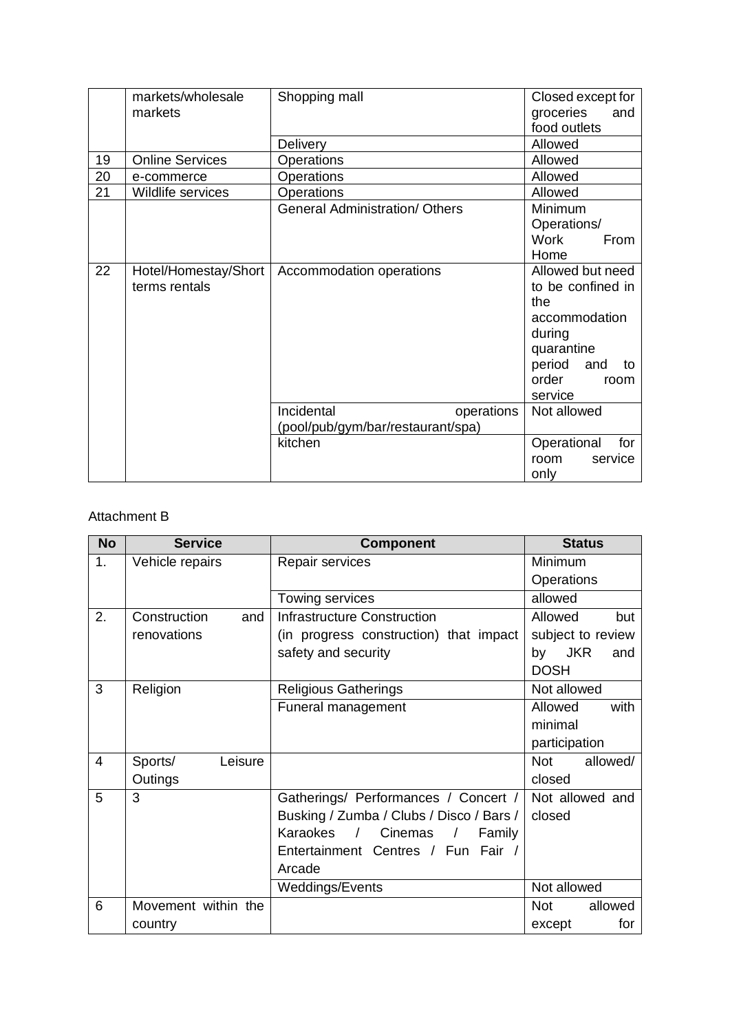|  | markets/wholesale markets | Shopping mall | Closed except for groceries and food outlets |
|---|---|---|---|
|  |  | Delivery | Allowed |
| 19 | Online Services | Operations | Allowed |
| 20 | e-commerce | Operations | Allowed |
| 21 | Wildlife services | Operations | Allowed |
|  |  | General Administration/ Others | Minimum Operations/ Work From Home |
| 22 | Hotel/Homestay/Short terms rentals | Accommodation operations | Allowed but need to be confined in the accommodation during quarantine period and to order room service |
|  |  | Incidental operations (pool/pub/gym/bar/restaurant/spa) | Not allowed |
|  |  | kitchen | Operational for room service only |

Attachment B

| No | Service | Component | Status |
|---|---|---|---|
| 1. | Vehicle repairs | Repair services | Minimum Operations |
|  |  | Towing services | allowed |
| 2. | Construction and renovations | Infrastructure Construction (in progress construction) that impact safety and security | Allowed but subject to review by JKR and DOSH |
| 3 | Religion | Religious Gatherings | Not allowed |
|  |  | Funeral management | Allowed with minimal participation |
| 4 | Sports/ Leisure Outings |  | Not allowed/ closed |
| 5 | 3 | Gatherings/ Performances / Concert / Busking / Zumba / Clubs / Disco / Bars / Karaokes / Cinemas / Family Entertainment Centres / Fun Fair / Arcade | Not allowed and closed |
|  |  | Weddings/Events | Not allowed |
| 6 | Movement within the country |  | Not allowed except for |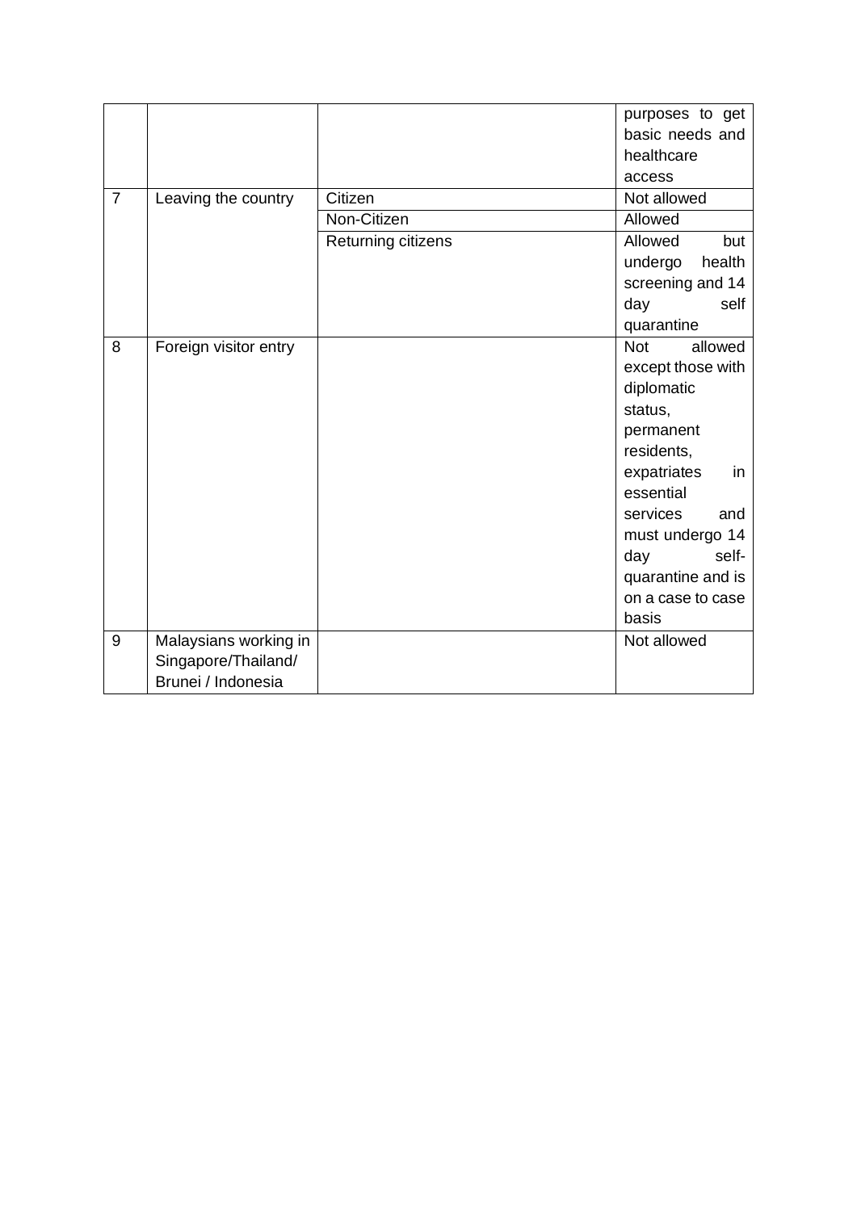| | | | |
|---|---|---|---|
| | | | purposes to get basic needs and healthcare access |
| 7 | Leaving the country | Citizen | Not allowed |
| | | Non-Citizen | Allowed |
| | | Returning citizens | Allowed but undergo health screening and 14 day self quarantine |
| 8 | Foreign visitor entry | | Not allowed except those with diplomatic status, permanent residents, expatriates in essential services and must undergo 14 day self-quarantine and is on a case to case basis |
| 9 | Malaysians working in Singapore/Thailand/ Brunei / Indonesia | | Not allowed |